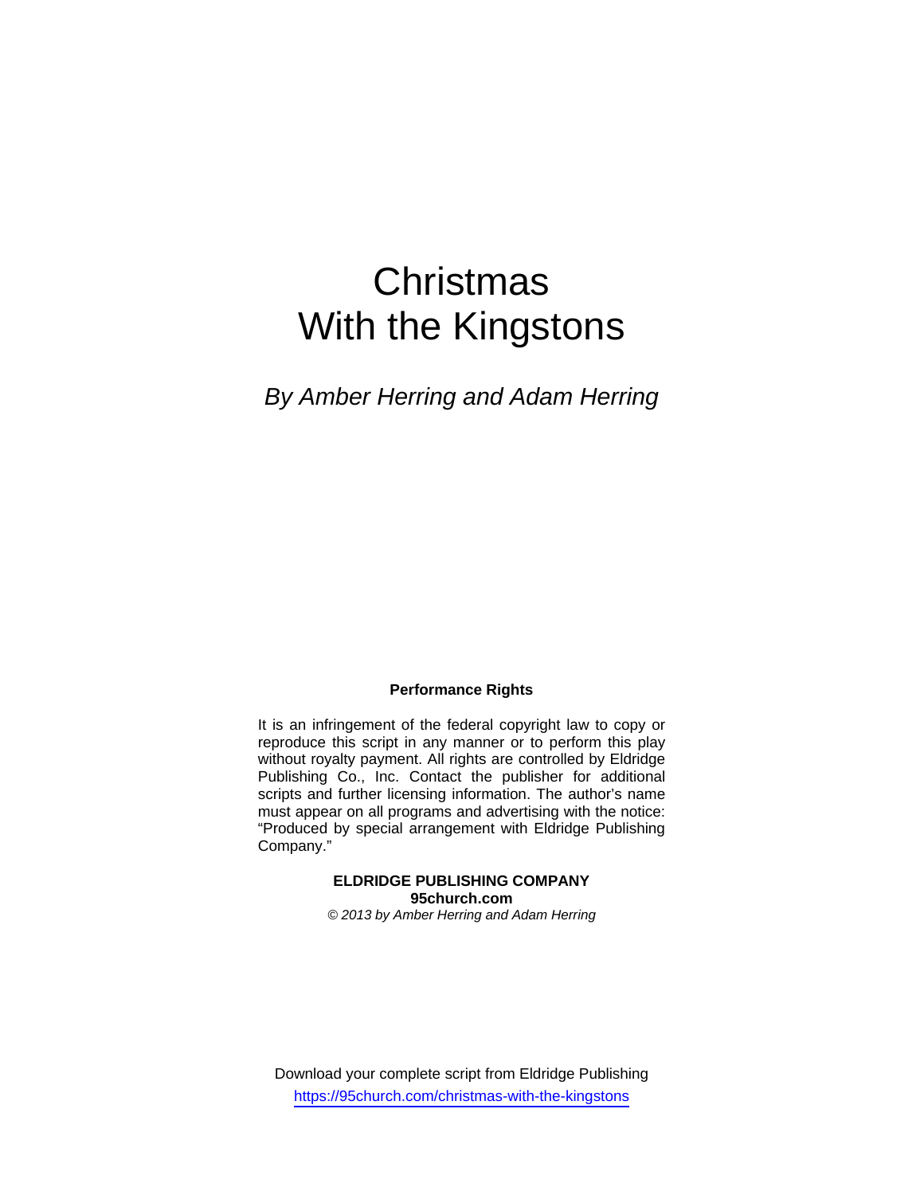# Christmas
# With the Kingstons

*By Amber Herring and Adam Herring*

**Performance Rights**

It is an infringement of the federal copyright law to copy or reproduce this script in any manner or to perform this play without royalty payment. All rights are controlled by Eldridge Publishing Co., Inc. Contact the publisher for additional scripts and further licensing information. The author's name must appear on all programs and advertising with the notice: "Produced by special arrangement with Eldridge Publishing Company."

**ELDRIDGE PUBLISHING COMPANY**
**95church.com**
*© 2013 by Amber Herring and Adam Herring*

Download your complete script from Eldridge Publishing
https://95church.com/christmas-with-the-kingstons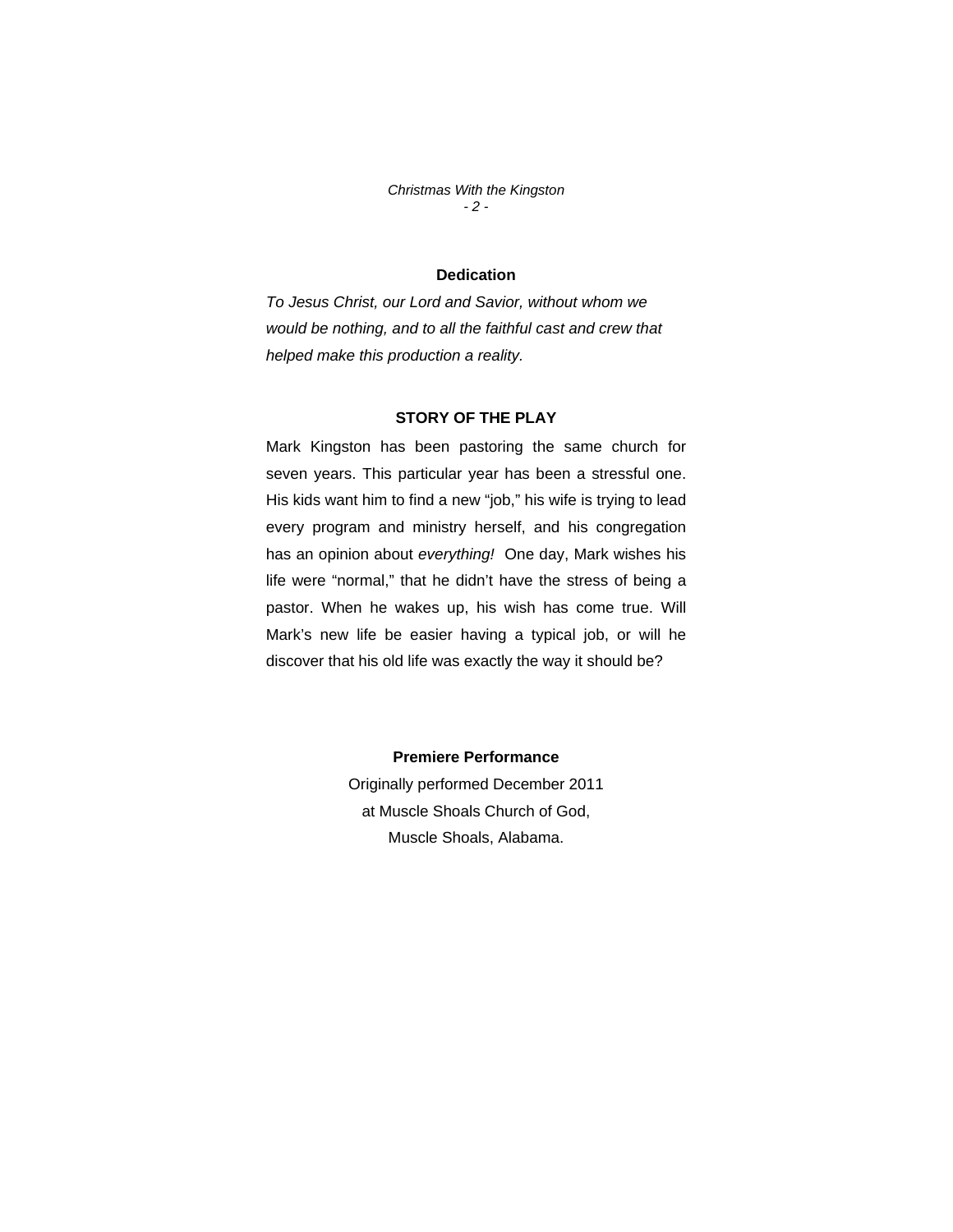## Dedication

*To Jesus Christ, our Lord and Savior, without whom we would be nothing, and to all the faithful cast and crew that helped make this production a reality.*

## STORY OF THE PLAY

Mark Kingston has been pastoring the same church for seven years. This particular year has been a stressful one. His kids want him to find a new "job," his wife is trying to lead every program and ministry herself, and his congregation has an opinion about *everything!* One day, Mark wishes his life were "normal," that he didn't have the stress of being a pastor. When he wakes up, his wish has come true. Will Mark's new life be easier having a typical job, or will he discover that his old life was exactly the way it should be?

## Premiere Performance

Originally performed December 2011
at Muscle Shoals Church of God,
Muscle Shoals, Alabama.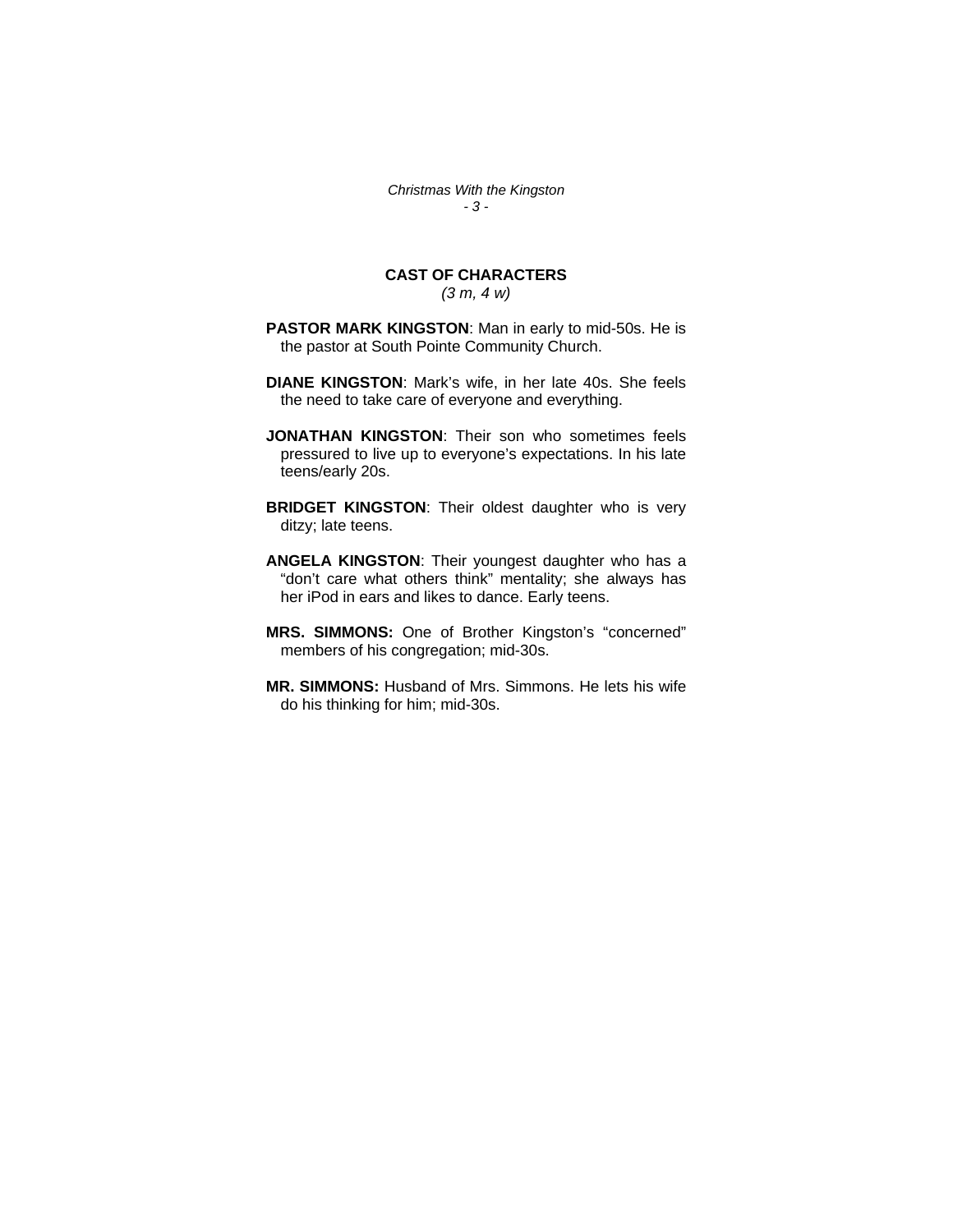## CAST OF CHARACTERS

*(3 m, 4 w)*

**PASTOR MARK KINGSTON**: Man in early to mid-50s. He is the pastor at South Pointe Community Church.

**DIANE KINGSTON**: Mark's wife, in her late 40s. She feels the need to take care of everyone and everything.

**JONATHAN KINGSTON**: Their son who sometimes feels pressured to live up to everyone's expectations. In his late teens/early 20s.

**BRIDGET KINGSTON**: Their oldest daughter who is very ditzy; late teens.

**ANGELA KINGSTON**: Their youngest daughter who has a "don't care what others think" mentality; she always has her iPod in ears and likes to dance. Early teens.

**MRS. SIMMONS:** One of Brother Kingston's "concerned" members of his congregation; mid-30s.

**MR. SIMMONS:** Husband of Mrs. Simmons. He lets his wife do his thinking for him; mid-30s.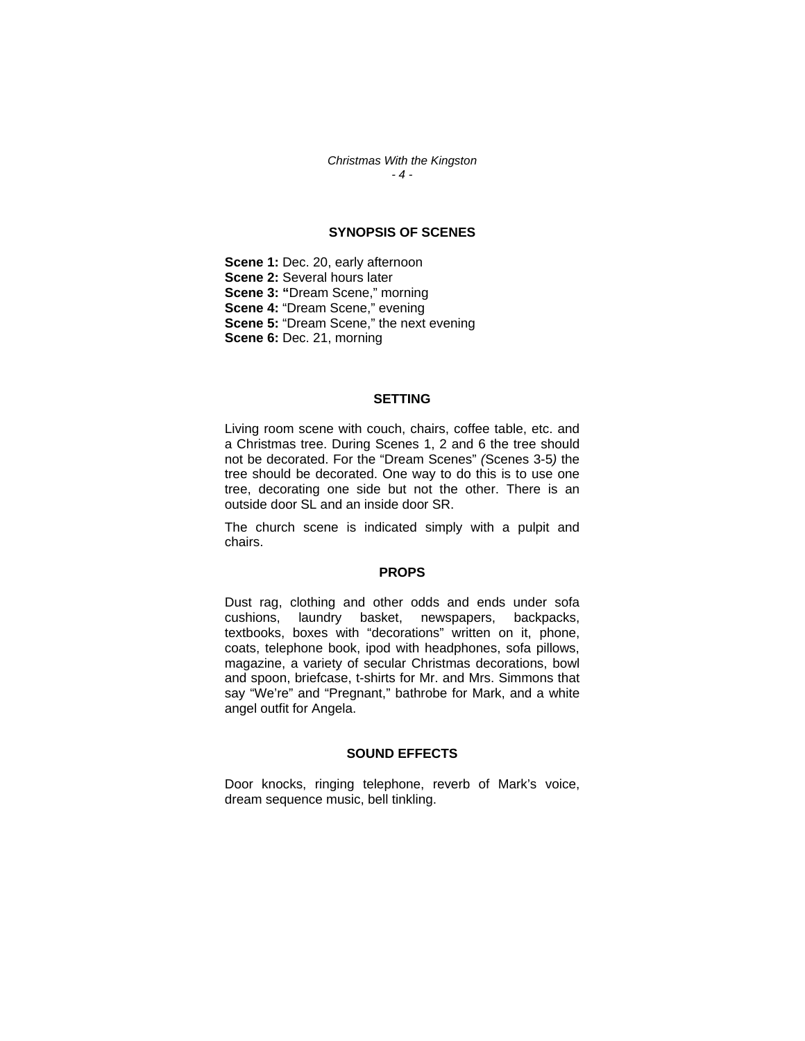## SYNOPSIS OF SCENES

**Scene 1:** Dec. 20, early afternoon
**Scene 2:** Several hours later
**Scene 3:** "Dream Scene," morning
**Scene 4:** "Dream Scene," evening
**Scene 5:** "Dream Scene," the next evening
**Scene 6:** Dec. 21, morning

## SETTING

Living room scene with couch, chairs, coffee table, etc. and a Christmas tree. During Scenes 1, 2 and 6 the tree should not be decorated. For the "Dream Scenes" *(*Scenes 3-5*)* the tree should be decorated. One way to do this is to use one tree, decorating one side but not the other. There is an outside door SL and an inside door SR.

The church scene is indicated simply with a pulpit and chairs.

## PROPS

Dust rag, clothing and other odds and ends under sofa cushions, laundry basket, newspapers, backpacks, textbooks, boxes with "decorations" written on it, phone, coats, telephone book, ipod with headphones, sofa pillows, magazine, a variety of secular Christmas decorations, bowl and spoon, briefcase, t-shirts for Mr. and Mrs. Simmons that say "We're" and "Pregnant," bathrobe for Mark, and a white angel outfit for Angela.

## SOUND EFFECTS

Door knocks, ringing telephone, reverb of Mark's voice, dream sequence music, bell tinkling.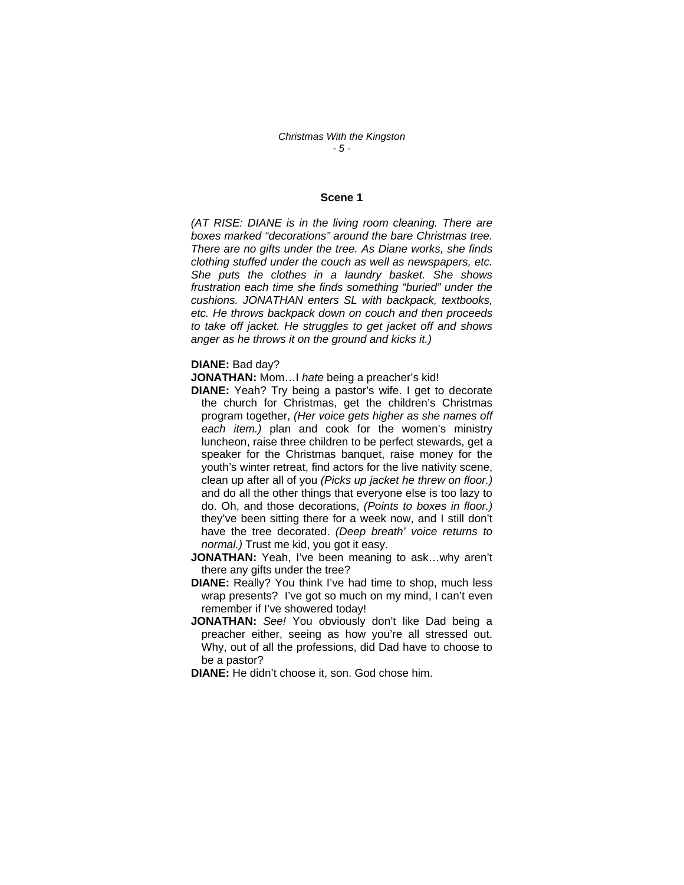## Scene 1

*(AT RISE: DIANE is in the living room cleaning. There are boxes marked "decorations" around the bare Christmas tree. There are no gifts under the tree. As Diane works, she finds clothing stuffed under the couch as well as newspapers, etc. She puts the clothes in a laundry basket. She shows frustration each time she finds something "buried" under the cushions. JONATHAN enters SL with backpack, textbooks, etc. He throws backpack down on couch and then proceeds to take off jacket. He struggles to get jacket off and shows anger as he throws it on the ground and kicks it.)*

**DIANE:** Bad day?

**JONATHAN:** Mom…I *hate* being a preacher's kid!

**DIANE:** Yeah? Try being a pastor's wife. I get to decorate the church for Christmas, get the children's Christmas program together, *(Her voice gets higher as she names off each item.)* plan and cook for the women's ministry luncheon, raise three children to be perfect stewards, get a speaker for the Christmas banquet, raise money for the youth's winter retreat, find actors for the live nativity scene, clean up after all of you *(Picks up jacket he threw on floor.)* and do all the other things that everyone else is too lazy to do. Oh, and those decorations, *(Points to boxes in floor.)* they've been sitting there for a week now, and I still don't have the tree decorated. *(Deep breath' voice returns to normal.)* Trust me kid, you got it easy.

**JONATHAN:** Yeah, I've been meaning to ask…why aren't there any gifts under the tree?

**DIANE:** Really? You think I've had time to shop, much less wrap presents? I've got so much on my mind, I can't even remember if I've showered today!

**JONATHAN:** *See!* You obviously don't like Dad being a preacher either, seeing as how you're all stressed out. Why, out of all the professions, did Dad have to choose to be a pastor?

**DIANE:** He didn't choose it, son. God chose him.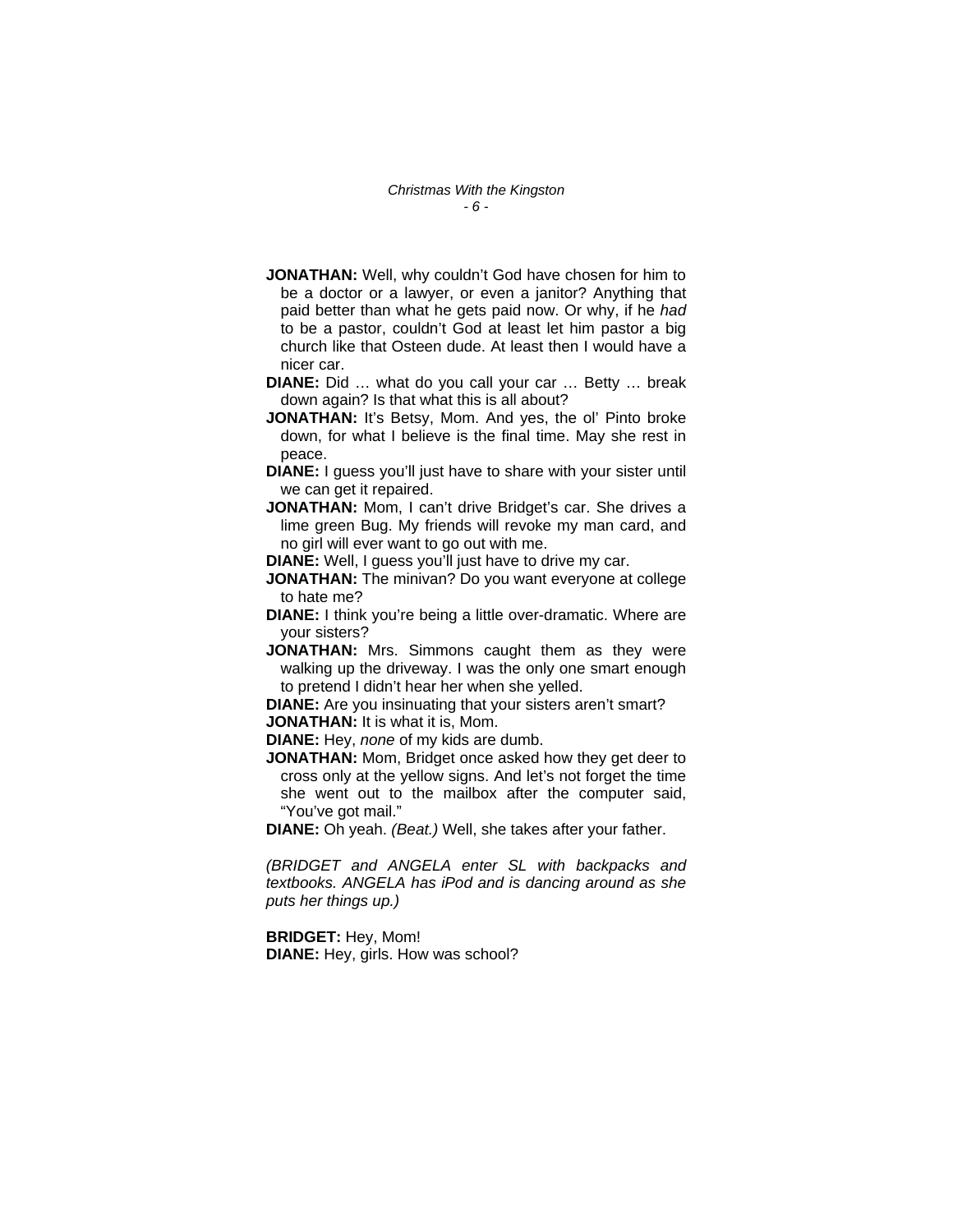**JONATHAN:** Well, why couldn't God have chosen for him to be a doctor or a lawyer, or even a janitor? Anything that paid better than what he gets paid now. Or why, if he *had* to be a pastor, couldn't God at least let him pastor a big church like that Osteen dude. At least then I would have a nicer car.

**DIANE:** Did … what do you call your car … Betty … break down again? Is that what this is all about?

**JONATHAN:** It's Betsy, Mom. And yes, the ol' Pinto broke down, for what I believe is the final time. May she rest in peace.

**DIANE:** I guess you'll just have to share with your sister until we can get it repaired.

**JONATHAN:** Mom, I can't drive Bridget's car. She drives a lime green Bug. My friends will revoke my man card, and no girl will ever want to go out with me.

**DIANE:** Well, I guess you'll just have to drive my car.

**JONATHAN:** The minivan? Do you want everyone at college to hate me?

**DIANE:** I think you're being a little over-dramatic. Where are your sisters?

**JONATHAN:** Mrs. Simmons caught them as they were walking up the driveway. I was the only one smart enough to pretend I didn't hear her when she yelled.

**DIANE:** Are you insinuating that your sisters aren't smart?

**JONATHAN:** It is what it is, Mom.

**DIANE:** Hey, *none* of my kids are dumb.

**JONATHAN:** Mom, Bridget once asked how they get deer to cross only at the yellow signs. And let's not forget the time she went out to the mailbox after the computer said, "You've got mail."

**DIANE:** Oh yeah. *(Beat.)* Well, she takes after your father.

*(BRIDGET and ANGELA enter SL with backpacks and textbooks. ANGELA has iPod and is dancing around as she puts her things up.)*

**BRIDGET:** Hey, Mom!

**DIANE:** Hey, girls. How was school?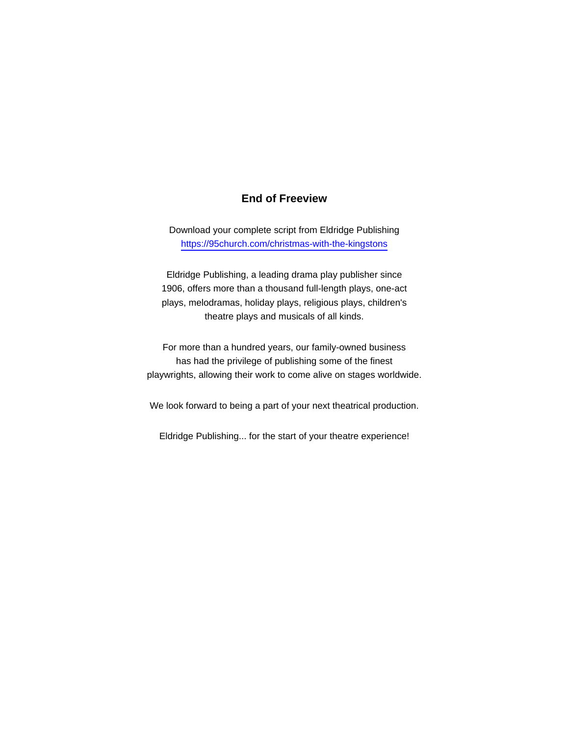## End of Freeview

Download your complete script from Eldridge Publishing
https://95church.com/christmas-with-the-kingstons

Eldridge Publishing, a leading drama play publisher since 1906, offers more than a thousand full-length plays, one-act plays, melodramas, holiday plays, religious plays, children's theatre plays and musicals of all kinds.

For more than a hundred years, our family-owned business has had the privilege of publishing some of the finest playwrights, allowing their work to come alive on stages worldwide.

We look forward to being a part of your next theatrical production.

Eldridge Publishing... for the start of your theatre experience!